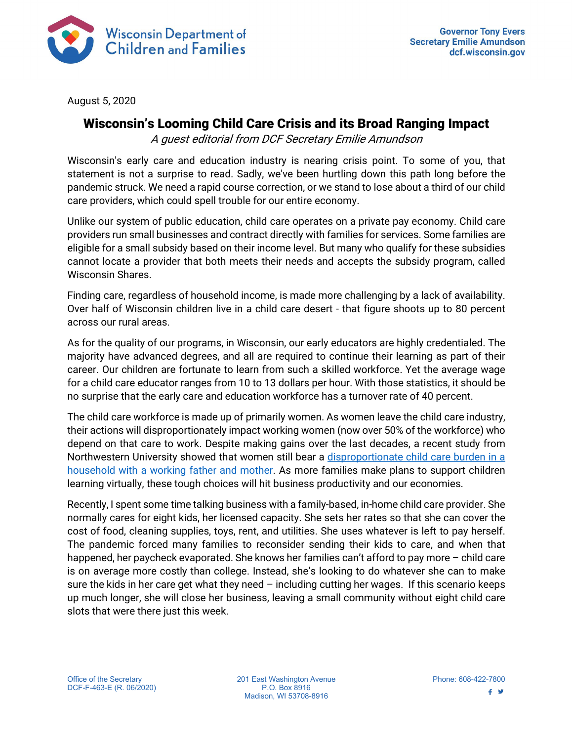Wisconsin Department of Children and Families

Governor Tony Evers
Secretary Emilie Amundson
dcf.wisconsin.gov

August 5, 2020

# Wisconsin's Looming Child Care Crisis and its Broad Ranging Impact

*A guest editorial from DCF Secretary Emilie Amundson*

Wisconsin's early care and education industry is nearing crisis point. To some of you, that statement is not a surprise to read. Sadly, we've been hurtling down this path long before the pandemic struck. We need a rapid course correction, or we stand to lose about a third of our child care providers, which could spell trouble for our entire economy.

Unlike our system of public education, child care operates on a private pay economy. Child care providers run small businesses and contract directly with families for services. Some families are eligible for a small subsidy based on their income level. But many who qualify for these subsidies cannot locate a provider that both meets their needs and accepts the subsidy program, called Wisconsin Shares.

Finding care, regardless of household income, is made more challenging by a lack of availability. Over half of Wisconsin children live in a child care desert - that figure shoots up to 80 percent across our rural areas.

As for the quality of our programs, in Wisconsin, our early educators are highly credentialed. The majority have advanced degrees, and all are required to continue their learning as part of their career. Our children are fortunate to learn from such a skilled workforce. Yet the average wage for a child care educator ranges from 10 to 13 dollars per hour. With those statistics, it should be no surprise that the early care and education workforce has a turnover rate of 40 percent.

The child care workforce is made up of primarily women. As women leave the child care industry, their actions will disproportionately impact working women (now over 50% of the workforce) who depend on that care to work. Despite making gains over the last decades, a recent study from Northwestern University showed that women still bear a disproportionate child care burden in a household with a working father and mother. As more families make plans to support children learning virtually, these tough choices will hit business productivity and our economies.

Recently, I spent some time talking business with a family-based, in-home child care provider. She normally cares for eight kids, her licensed capacity. She sets her rates so that she can cover the cost of food, cleaning supplies, toys, rent, and utilities. She uses whatever is left to pay herself. The pandemic forced many families to reconsider sending their kids to care, and when that happened, her paycheck evaporated. She knows her families can't afford to pay more – child care is on average more costly than college. Instead, she's looking to do whatever she can to make sure the kids in her care get what they need – including cutting her wages. If this scenario keeps up much longer, she will close her business, leaving a small community without eight child care slots that were there just this week.

Office of the Secretary
DCF-F-463-E (R. 06/2020)

201 East Washington Avenue
P.O. Box 8916
Madison, WI 53708-8916

Phone: 608-422-7800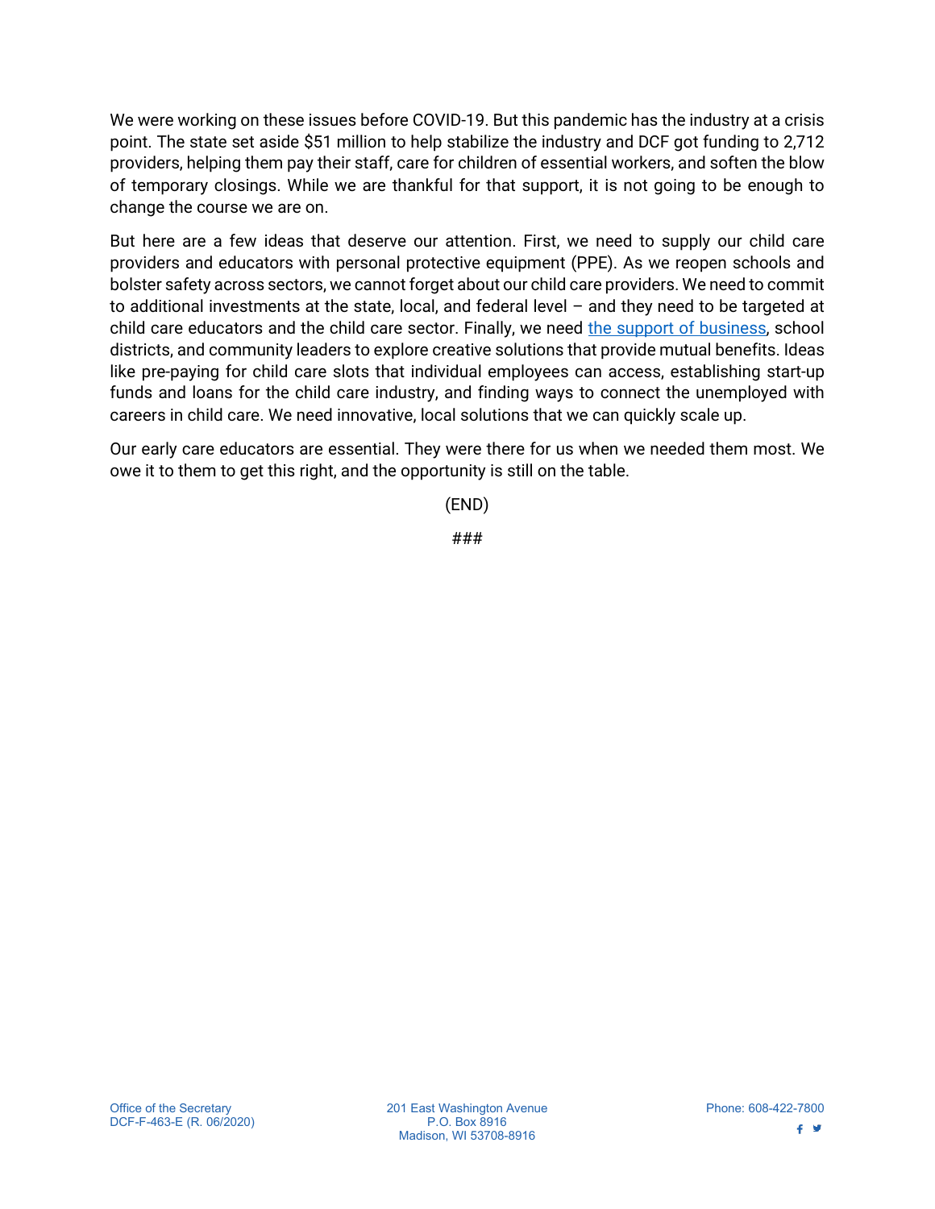We were working on these issues before COVID-19. But this pandemic has the industry at a crisis point. The state set aside $51 million to help stabilize the industry and DCF got funding to 2,712 providers, helping them pay their staff, care for children of essential workers, and soften the blow of temporary closings. While we are thankful for that support, it is not going to be enough to change the course we are on.

But here are a few ideas that deserve our attention. First, we need to supply our child care providers and educators with personal protective equipment (PPE). As we reopen schools and bolster safety across sectors, we cannot forget about our child care providers. We need to commit to additional investments at the state, local, and federal level – and they need to be targeted at child care educators and the child care sector. Finally, we need the support of business, school districts, and community leaders to explore creative solutions that provide mutual benefits. Ideas like pre-paying for child care slots that individual employees can access, establishing start-up funds and loans for the child care industry, and finding ways to connect the unemployed with careers in child care. We need innovative, local solutions that we can quickly scale up.

Our early care educators are essential. They were there for us when we needed them most. We owe it to them to get this right, and the opportunity is still on the table.

(END)

###

Office of the Secretary
DCF-F-463-E (R. 06/2020)

201 East Washington Avenue
P.O. Box 8916
Madison, WI 53708-8916

Phone: 608-422-7800